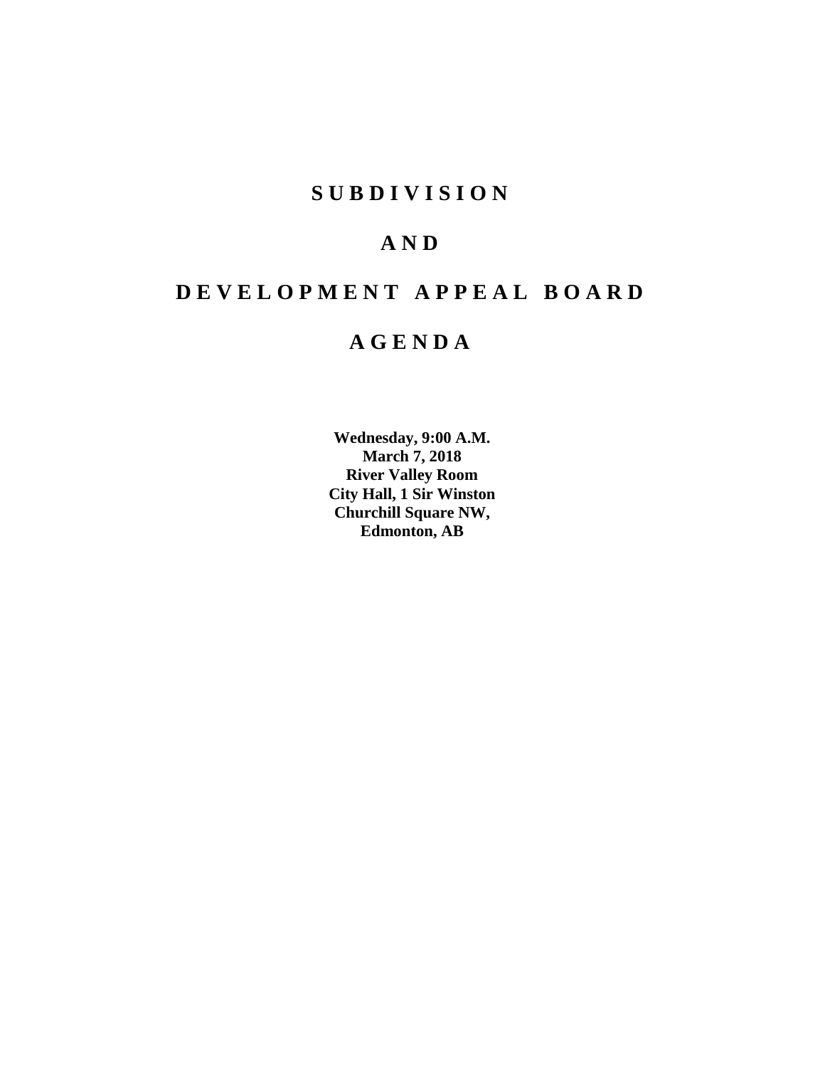# S U B D I V I S I O N

# A N D

# D E V E L O P M E N T  A P P E A L  B O A R D

# A G E N D A

**Wednesday, 9:00 A.M.**
**March 7, 2018**
**River Valley Room**
**City Hall, 1 Sir Winston**
**Churchill Square NW,**
**Edmonton, AB**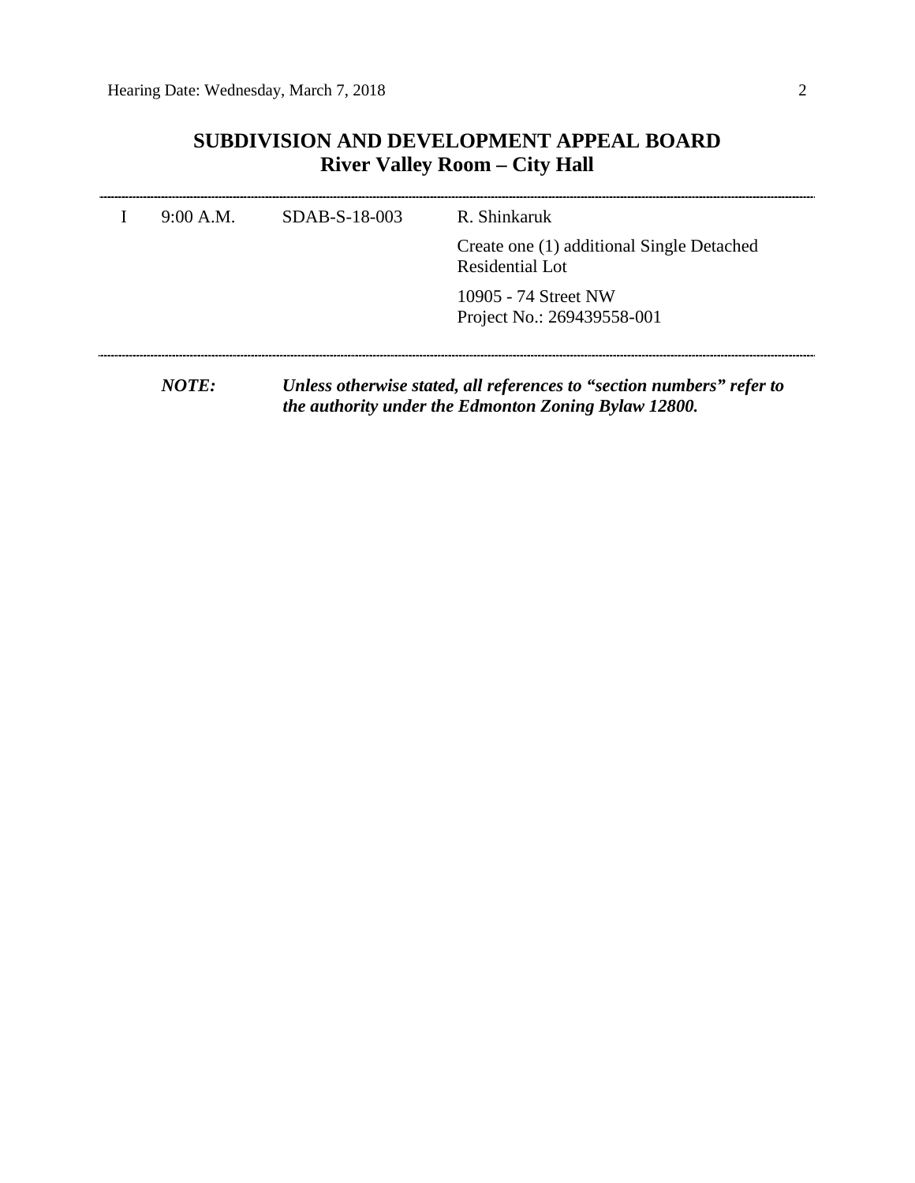## SUBDIVISION AND DEVELOPMENT APPEAL BOARD
## River Valley Room – City Hall

---

| | | | |
|---|---|---|---|
| I | 9:00 A.M. | SDAB-S-18-003 | R. Shinkaruk |
| | | | Create one (1) additional Single Detached Residential Lot |
| | | | 10905 - 74 Street NW<br>Project No.: 269439558-001 |

---

***NOTE:*** ***Unless otherwise stated, all references to "section numbers" refer to the authority under the Edmonton Zoning Bylaw 12800.***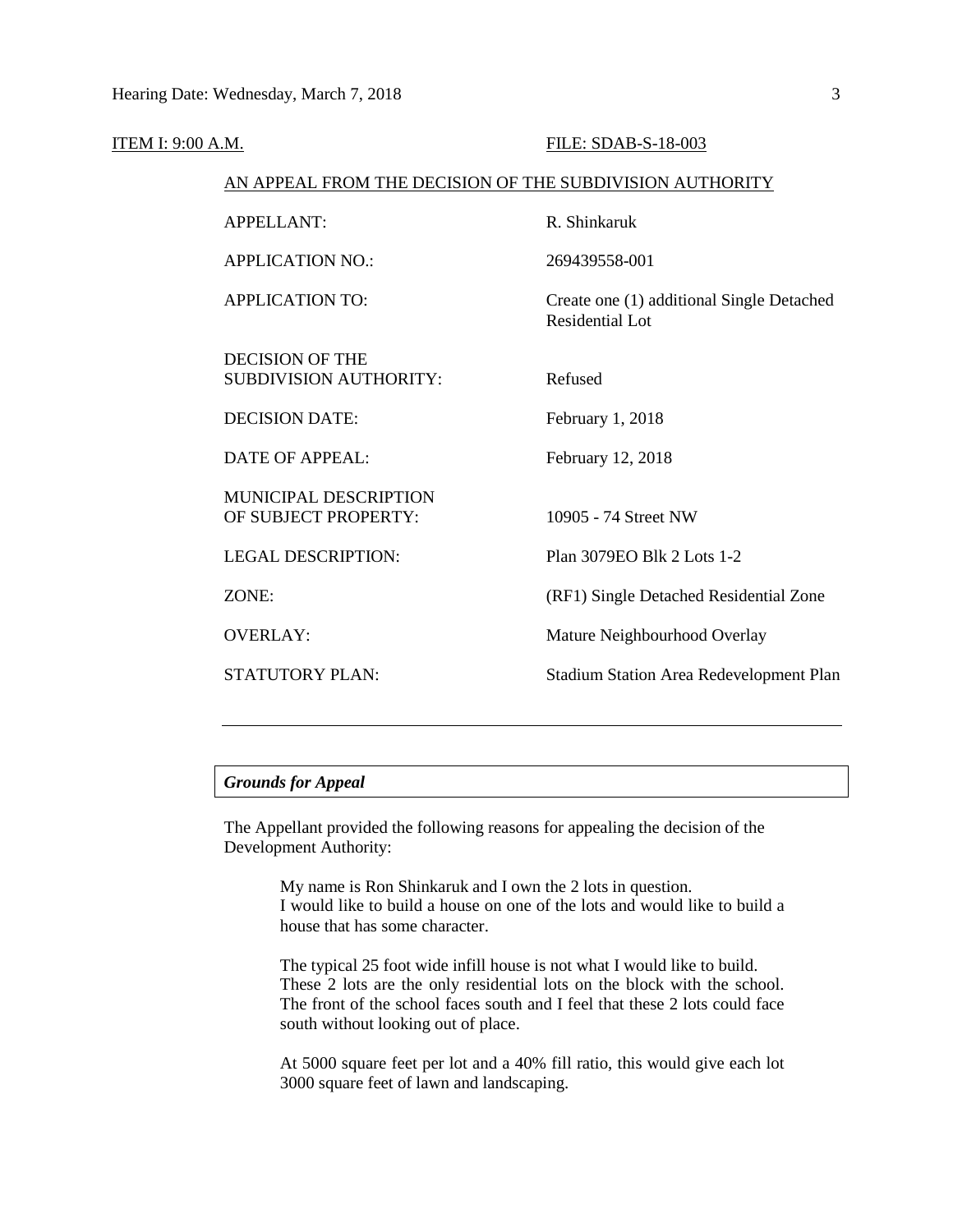ITEM I: 9:00 A.M. FILE: SDAB-S-18-003

AN APPEAL FROM THE DECISION OF THE SUBDIVISION AUTHORITY

| | |
|---|---|
| APPELLANT: | R. Shinkaruk |
| APPLICATION NO.: | 269439558-001 |
| APPLICATION TO: | Create one (1) additional Single Detached Residential Lot |
| DECISION OF THE SUBDIVISION AUTHORITY: | Refused |
| DECISION DATE: | February 1, 2018 |
| DATE OF APPEAL: | February 12, 2018 |
| MUNICIPAL DESCRIPTION OF SUBJECT PROPERTY: | 10905 - 74 Street NW |
| LEGAL DESCRIPTION: | Plan 3079EO Blk 2 Lots 1-2 |
| ZONE: | (RF1) Single Detached Residential Zone |
| OVERLAY: | Mature Neighbourhood Overlay |
| STATUTORY PLAN: | Stadium Station Area Redevelopment Plan |

---

***Grounds for Appeal***

The Appellant provided the following reasons for appealing the decision of the Development Authority:

> My name is Ron Shinkaruk and I own the 2 lots in question.
> I would like to build a house on one of the lots and would like to build a house that has some character.
>
> The typical 25 foot wide infill house is not what I would like to build. These 2 lots are the only residential lots on the block with the school. The front of the school faces south and I feel that these 2 lots could face south without looking out of place.
>
> At 5000 square feet per lot and a 40% fill ratio, this would give each lot 3000 square feet of lawn and landscaping.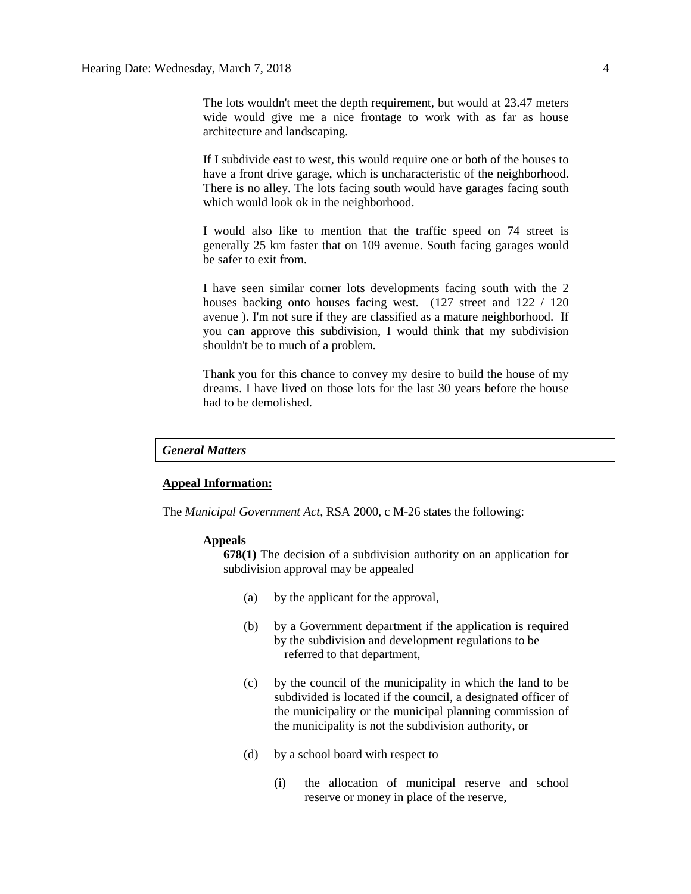The lots wouldn't meet the depth requirement, but would at 23.47 meters wide would give me a nice frontage to work with as far as house architecture and landscaping.

If I subdivide east to west, this would require one or both of the houses to have a front drive garage, which is uncharacteristic of the neighborhood. There is no alley. The lots facing south would have garages facing south which would look ok in the neighborhood.

I would also like to mention that the traffic speed on 74 street is generally 25 km faster that on 109 avenue. South facing garages would be safer to exit from.

I have seen similar corner lots developments facing south with the 2 houses backing onto houses facing west. (127 street and 122 / 120 avenue ). I'm not sure if they are classified as a mature neighborhood. If you can approve this subdivision, I would think that my subdivision shouldn't be to much of a problem.

Thank you for this chance to convey my desire to build the house of my dreams. I have lived on those lots for the last 30 years before the house had to be demolished.

## *General Matters*

**Appeal Information:**

The *Municipal Government Act*, RSA 2000, c M-26 states the following:

**Appeals**

**678(1)** The decision of a subdivision authority on an application for subdivision approval may be appealed

(a) by the applicant for the approval,

(b) by a Government department if the application is required by the subdivision and development regulations to be referred to that department,

(c) by the council of the municipality in which the land to be subdivided is located if the council, a designated officer of the municipality or the municipal planning commission of the municipality is not the subdivision authority, or

(d) by a school board with respect to

(i) the allocation of municipal reserve and school reserve or money in place of the reserve,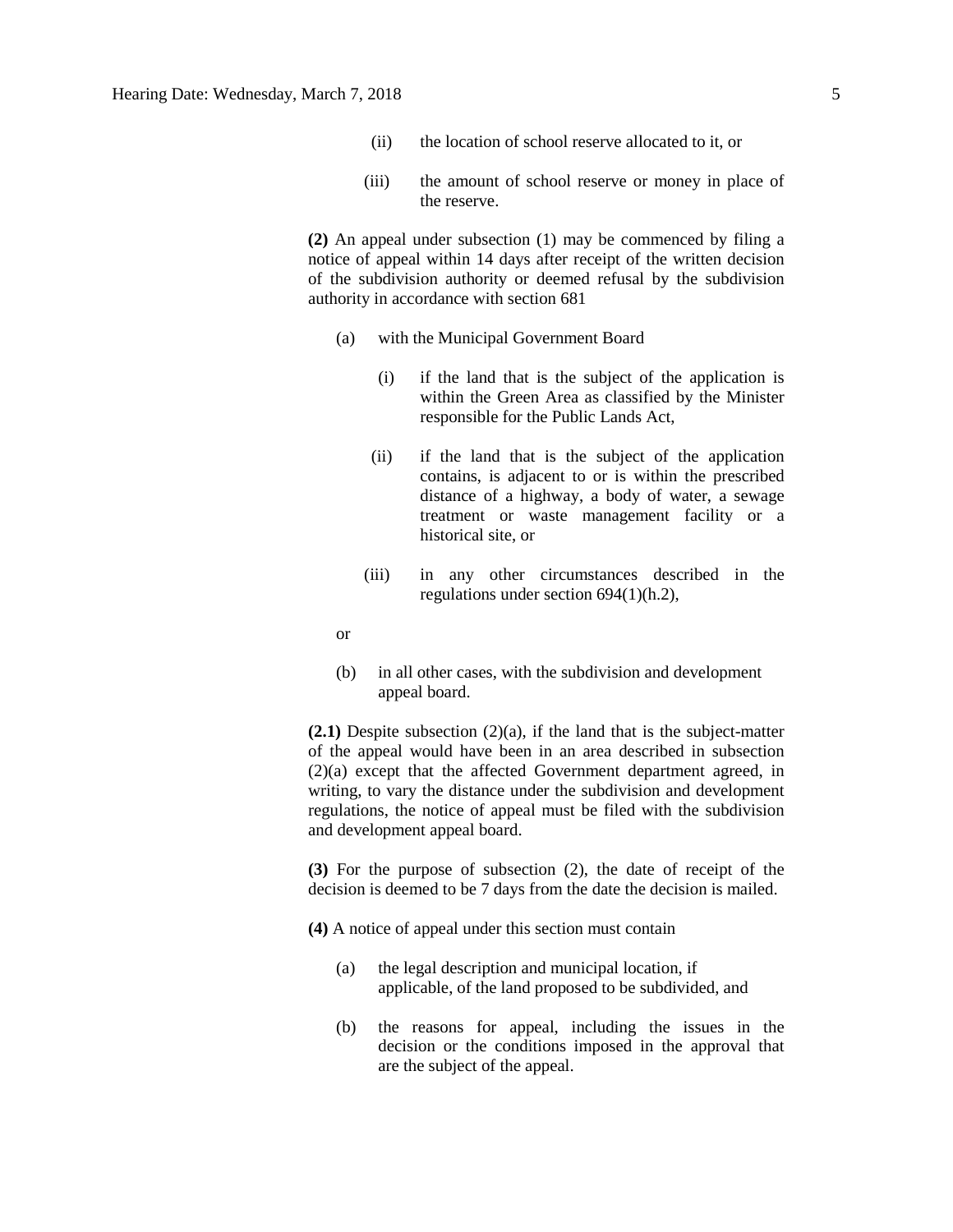(ii) the location of school reserve allocated to it, or

(iii) the amount of school reserve or money in place of the reserve.

**(2)** An appeal under subsection (1) may be commenced by filing a notice of appeal within 14 days after receipt of the written decision of the subdivision authority or deemed refusal by the subdivision authority in accordance with section 681

(a) with the Municipal Government Board

(i) if the land that is the subject of the application is within the Green Area as classified by the Minister responsible for the Public Lands Act,

(ii) if the land that is the subject of the application contains, is adjacent to or is within the prescribed distance of a highway, a body of water, a sewage treatment or waste management facility or a historical site, or

(iii) in any other circumstances described in the regulations under section 694(1)(h.2),

or

(b) in all other cases, with the subdivision and development appeal board.

**(2.1)** Despite subsection (2)(a), if the land that is the subject-matter of the appeal would have been in an area described in subsection (2)(a) except that the affected Government department agreed, in writing, to vary the distance under the subdivision and development regulations, the notice of appeal must be filed with the subdivision and development appeal board.

**(3)** For the purpose of subsection (2), the date of receipt of the decision is deemed to be 7 days from the date the decision is mailed.

**(4)** A notice of appeal under this section must contain

(a) the legal description and municipal location, if applicable, of the land proposed to be subdivided, and

(b) the reasons for appeal, including the issues in the decision or the conditions imposed in the approval that are the subject of the appeal.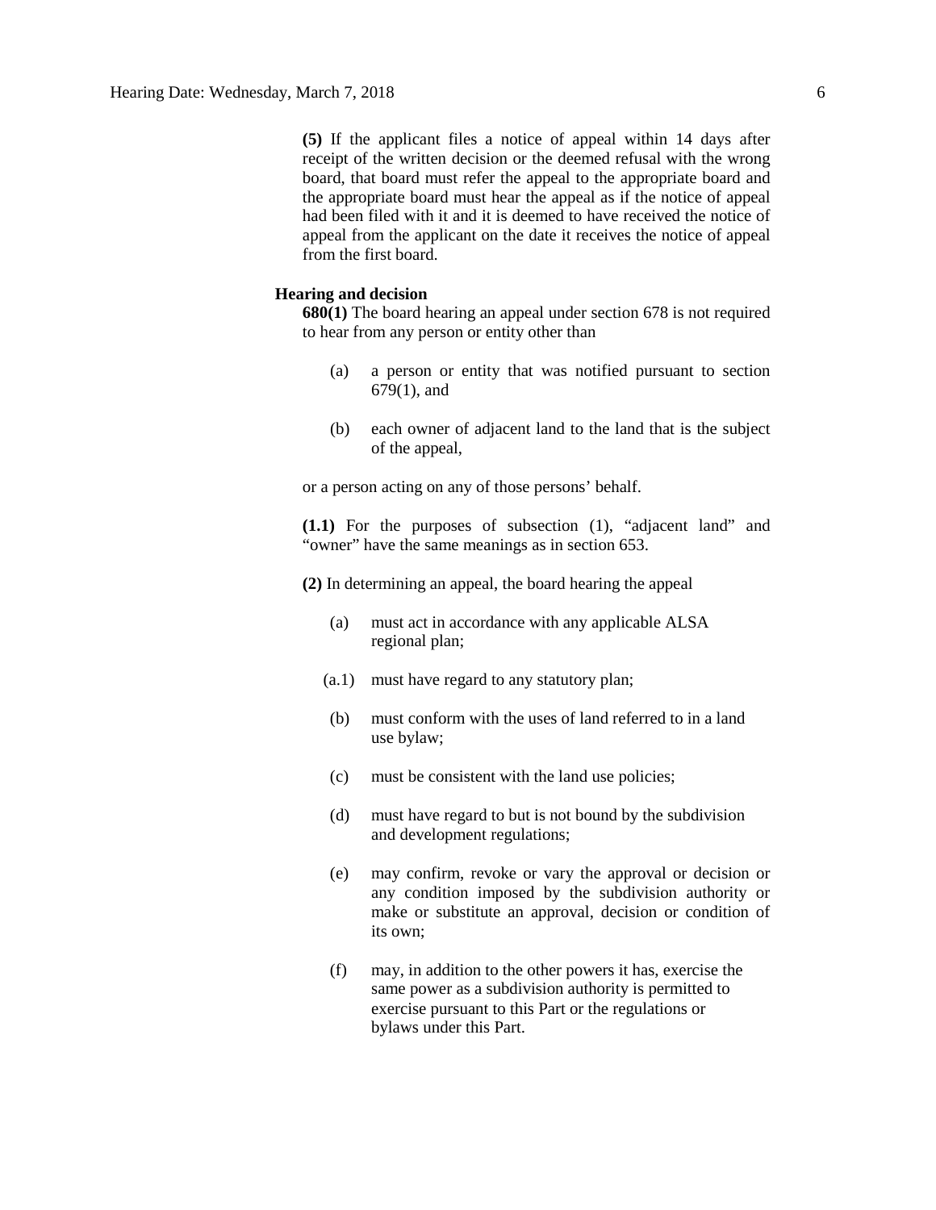**(5)** If the applicant files a notice of appeal within 14 days after receipt of the written decision or the deemed refusal with the wrong board, that board must refer the appeal to the appropriate board and the appropriate board must hear the appeal as if the notice of appeal had been filed with it and it is deemed to have received the notice of appeal from the applicant on the date it receives the notice of appeal from the first board.

**Hearing and decision**

**680(1)** The board hearing an appeal under section 678 is not required to hear from any person or entity other than

(a) a person or entity that was notified pursuant to section 679(1), and

(b) each owner of adjacent land to the land that is the subject of the appeal,

or a person acting on any of those persons' behalf.

**(1.1)** For the purposes of subsection (1), "adjacent land" and "owner" have the same meanings as in section 653.

**(2)** In determining an appeal, the board hearing the appeal

(a) must act in accordance with any applicable ALSA regional plan;

(a.1) must have regard to any statutory plan;

(b) must conform with the uses of land referred to in a land use bylaw;

(c) must be consistent with the land use policies;

(d) must have regard to but is not bound by the subdivision and development regulations;

(e) may confirm, revoke or vary the approval or decision or any condition imposed by the subdivision authority or make or substitute an approval, decision or condition of its own;

(f) may, in addition to the other powers it has, exercise the same power as a subdivision authority is permitted to exercise pursuant to this Part or the regulations or bylaws under this Part.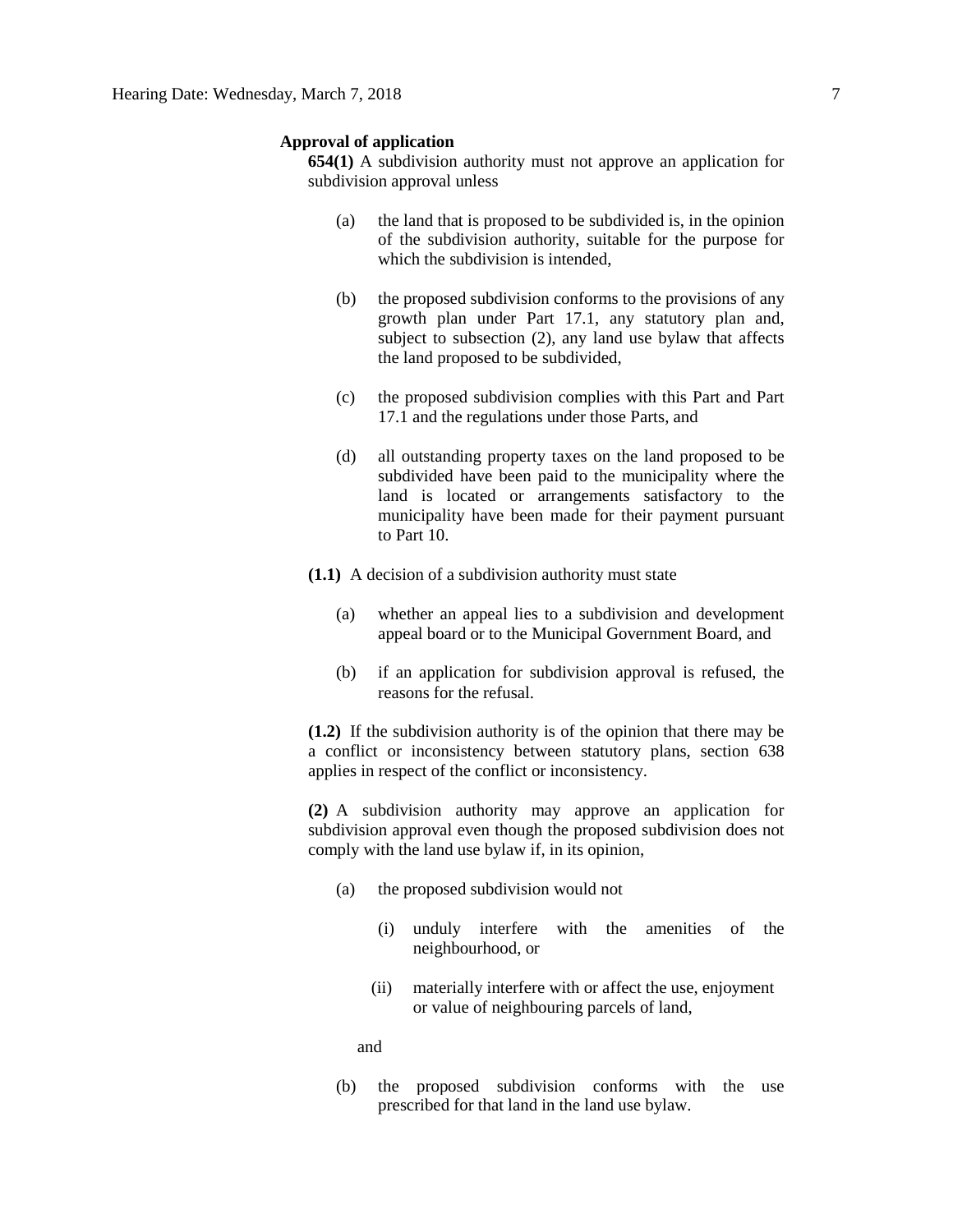**Approval of application**

**654(1)** A subdivision authority must not approve an application for subdivision approval unless

- (a) the land that is proposed to be subdivided is, in the opinion of the subdivision authority, suitable for the purpose for which the subdivision is intended,
- (b) the proposed subdivision conforms to the provisions of any growth plan under Part 17.1, any statutory plan and, subject to subsection (2), any land use bylaw that affects the land proposed to be subdivided,
- (c) the proposed subdivision complies with this Part and Part 17.1 and the regulations under those Parts, and
- (d) all outstanding property taxes on the land proposed to be subdivided have been paid to the municipality where the land is located or arrangements satisfactory to the municipality have been made for their payment pursuant to Part 10.

**(1.1)** A decision of a subdivision authority must state

- (a) whether an appeal lies to a subdivision and development appeal board or to the Municipal Government Board, and
- (b) if an application for subdivision approval is refused, the reasons for the refusal.

**(1.2)** If the subdivision authority is of the opinion that there may be a conflict or inconsistency between statutory plans, section 638 applies in respect of the conflict or inconsistency.

**(2)** A subdivision authority may approve an application for subdivision approval even though the proposed subdivision does not comply with the land use bylaw if, in its opinion,

- (a) the proposed subdivision would not
  - (i) unduly interfere with the amenities of the neighbourhood, or
  - (ii) materially interfere with or affect the use, enjoyment or value of neighbouring parcels of land,

  and
- (b) the proposed subdivision conforms with the use prescribed for that land in the land use bylaw.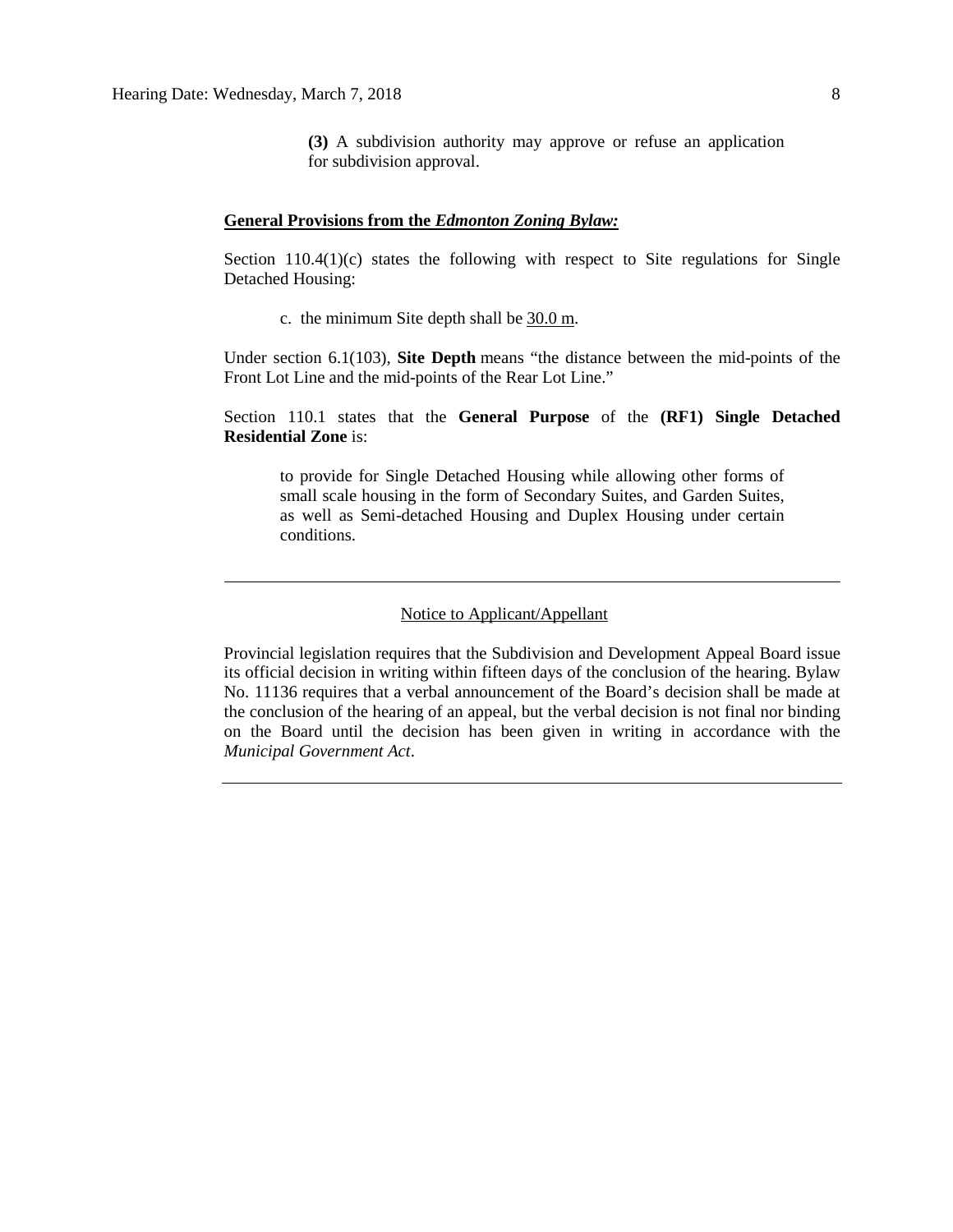> **(3)** A subdivision authority may approve or refuse an application for subdivision approval.

**General Provisions from the *Edmonton Zoning Bylaw:***

Section 110.4(1)(c) states the following with respect to Site regulations for Single Detached Housing:

> c. the minimum Site depth shall be 30.0 m.

Under section 6.1(103), **Site Depth** means "the distance between the mid-points of the Front Lot Line and the mid-points of the Rear Lot Line."

Section 110.1 states that the **General Purpose** of the **(RF1) Single Detached Residential Zone** is:

> to provide for Single Detached Housing while allowing other forms of small scale housing in the form of Secondary Suites, and Garden Suites, as well as Semi-detached Housing and Duplex Housing under certain conditions.

---

Notice to Applicant/Appellant

Provincial legislation requires that the Subdivision and Development Appeal Board issue its official decision in writing within fifteen days of the conclusion of the hearing. Bylaw No. 11136 requires that a verbal announcement of the Board's decision shall be made at the conclusion of the hearing of an appeal, but the verbal decision is not final nor binding on the Board until the decision has been given in writing in accordance with the *Municipal Government Act*.

---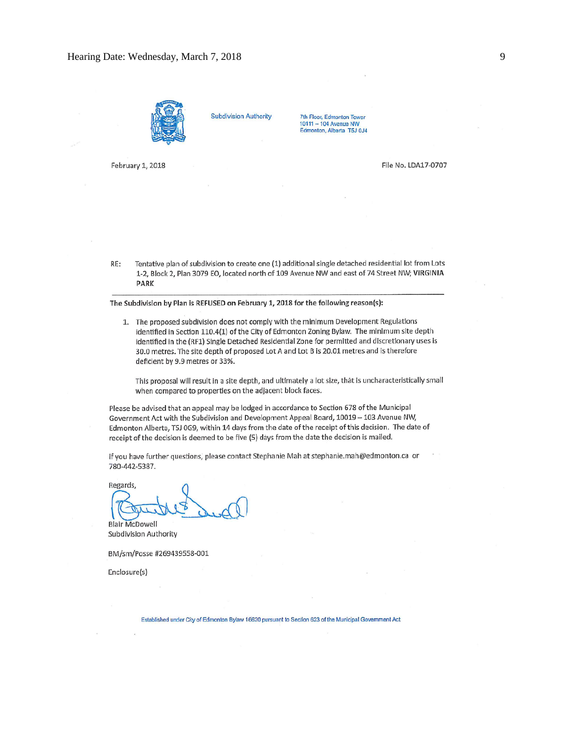Subdivision Authority

7th Floor, Edmonton Tower
10111 – 104 Avenue NW
Edmonton, Alberta T5J 0J4

February 1, 2018

File No. LDA17-0707

RE: Tentative plan of subdivision to create one (1) additional single detached residential lot from Lots 1-2, Block 2, Plan 3079 EO, located north of 109 Avenue NW and east of 74 Street NW; **VIRGINIA PARK**

---

**The Subdivision by Plan is REFUSED on February 1, 2018 for the following reason(s):**

1. The proposed subdivision does not comply with the minimum Development Regulations identified in Section 110.4(1) of the City of Edmonton Zoning Bylaw. The minimum site depth identified in the (RF1) Single Detached Residential Zone for permitted and discretionary uses is 30.0 metres. The site depth of proposed Lot A and Lot B is 20.01 metres and is therefore deficient by 9.9 metres or 33%.

   This proposal will result in a site depth, and ultimately a lot size, that is uncharacteristically small when compared to properties on the adjacent block faces.

Please be advised that an appeal may be lodged in accordance to Section 678 of the Municipal Government Act with the Subdivision and Development Appeal Board, 10019 – 103 Avenue NW, Edmonton Alberta, T5J 0G9, within 14 days from the date of the receipt of this decision. The date of receipt of the decision is deemed to be five (5) days from the date the decision is mailed.

If you have further questions, please contact Stephanie Mah at stephanie.mah@edmonton.ca or 780-442-5387.

Regards,

Blair McDowell
Subdivision Authority

BM/sm/Posse #269439558-001

Enclosure(s)

Established under City of Edmonton Bylaw 16620 pursuant to Section 623 of the Municipal Government Act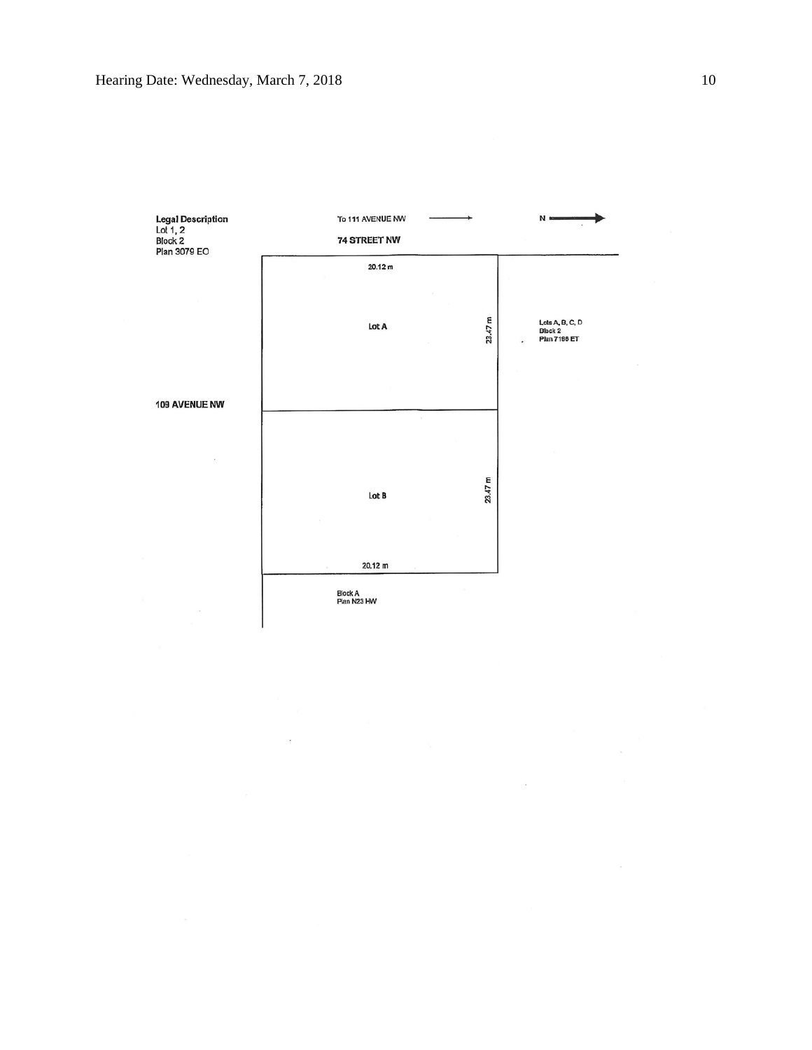**Legal Description**
Lot 1, 2
Block 2
Plan 3079 EO

To 111 AVENUE NW →

N →

**74 STREET NW**

20.12 m

Lot A

23.47 m

Lots A, B, C, D
Block 2
Plan 7186 ET

**109 AVENUE NW**

Lot B

23.47 m

20.12 m

Block A
Plan N23 HW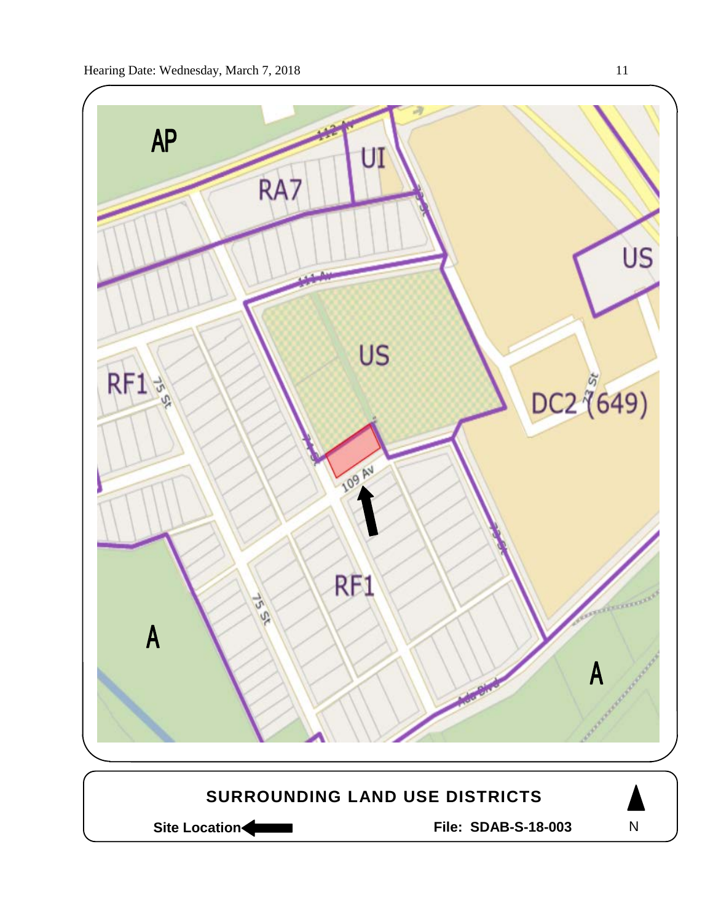AP

UI

RA7

112 Av

73 St

111 Av

US

US

RF1

75 St

DC2 (649)

73 St

74 St

109 Av

RF1

75 St

73 St

A

A

Ada Blvd

**SURROUNDING LAND USE DISTRICTS**

**Site Location**

**File: SDAB-S-18-003**

N